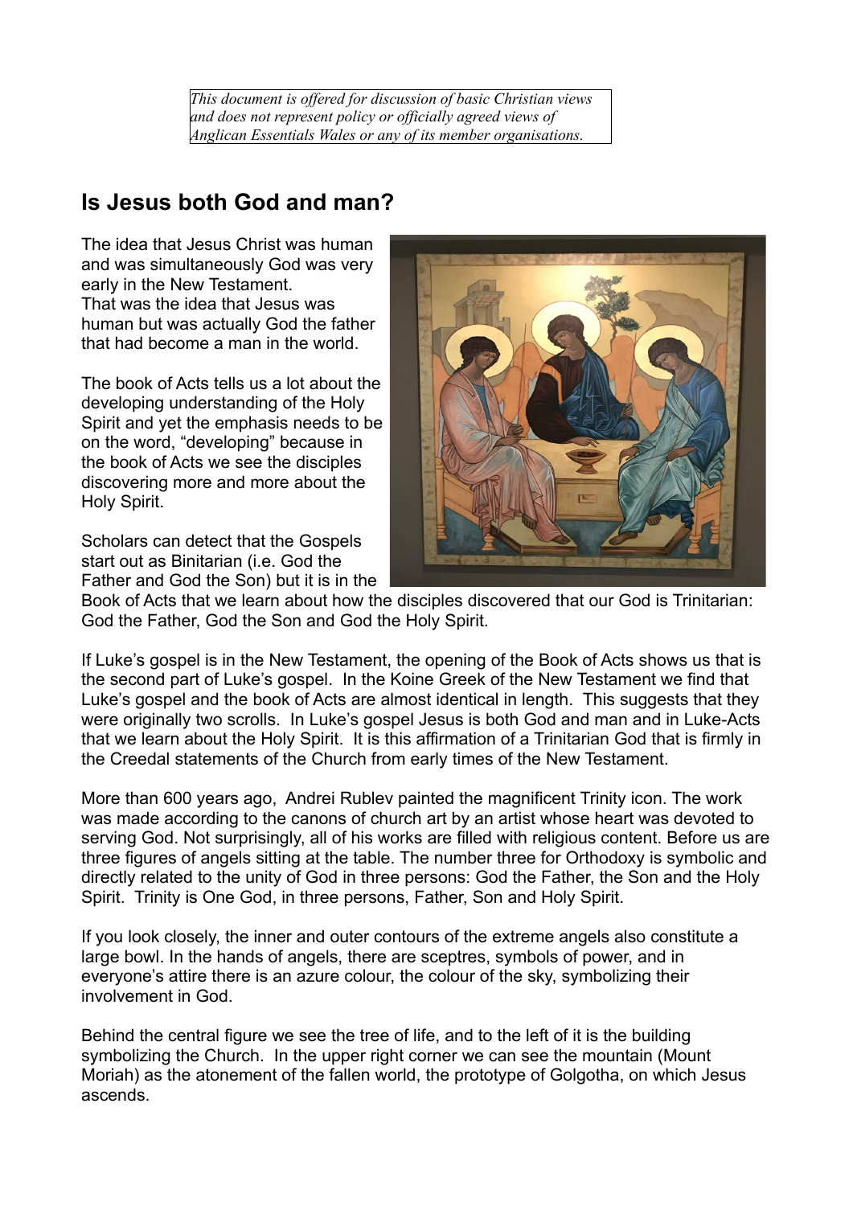*This document is offered for discussion of basic Christian views and does not represent policy or officially agreed views of Anglican Essentials Wales or any of its member organisations.*

## Is Jesus both God and man?

The idea that Jesus Christ was human and was simultaneously God was very early in the New Testament. That was the idea that Jesus was human but was actually God the father that had become a man in the world.

The book of Acts tells us a lot about the developing understanding of the Holy Spirit and yet the emphasis needs to be on the word, "developing" because in the book of Acts we see the disciples discovering more and more about the Holy Spirit.

Scholars can detect that the Gospels start out as Binitarian (i.e. God the Father and God the Son) but it is in the Book of Acts that we learn about how the disciples discovered that our God is Trinitarian: God the Father, God the Son and God the Holy Spirit.

If Luke's gospel is in the New Testament, the opening of the Book of Acts shows us that is the second part of Luke's gospel. In the Koine Greek of the New Testament we find that Luke's gospel and the book of Acts are almost identical in length. This suggests that they were originally two scrolls. In Luke's gospel Jesus is both God and man and in Luke-Acts that we learn about the Holy Spirit. It is this affirmation of a Trinitarian God that is firmly in the Creedal statements of the Church from early times of the New Testament.

More than 600 years ago, Andrei Rublev painted the magnificent Trinity icon. The work was made according to the canons of church art by an artist whose heart was devoted to serving God. Not surprisingly, all of his works are filled with religious content. Before us are three figures of angels sitting at the table. The number three for Orthodoxy is symbolic and directly related to the unity of God in three persons: God the Father, the Son and the Holy Spirit. Trinity is One God, in three persons, Father, Son and Holy Spirit.

If you look closely, the inner and outer contours of the extreme angels also constitute a large bowl. In the hands of angels, there are sceptres, symbols of power, and in everyone's attire there is an azure colour, the colour of the sky, symbolizing their involvement in God.

Behind the central figure we see the tree of life, and to the left of it is the building symbolizing the Church. In the upper right corner we can see the mountain (Mount Moriah) as the atonement of the fallen world, the prototype of Golgotha, on which Jesus ascends.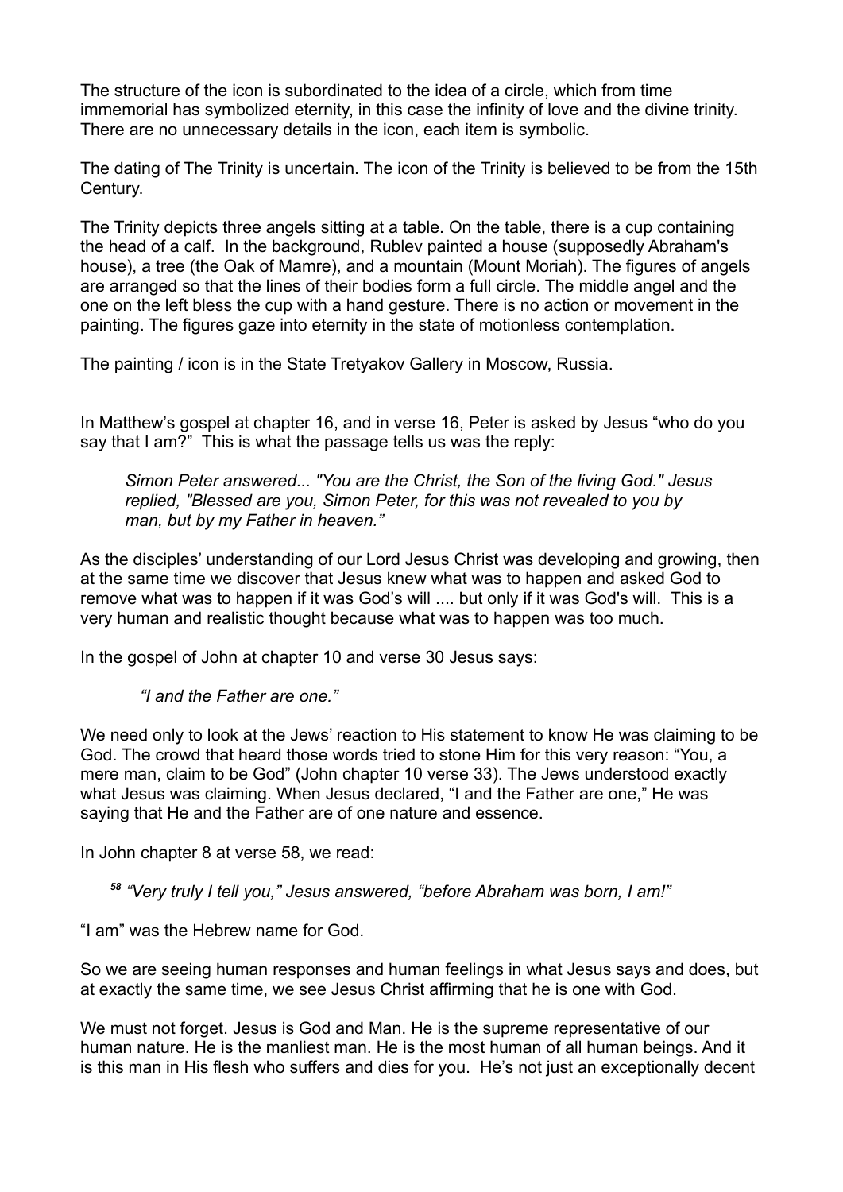The structure of the icon is subordinated to the idea of a circle, which from time immemorial has symbolized eternity, in this case the infinity of love and the divine trinity. There are no unnecessary details in the icon, each item is symbolic.

The dating of The Trinity is uncertain. The icon of the Trinity is believed to be from the 15th Century.

The Trinity depicts three angels sitting at a table. On the table, there is a cup containing the head of a calf. In the background, Rublev painted a house (supposedly Abraham's house), a tree (the Oak of Mamre), and a mountain (Mount Moriah). The figures of angels are arranged so that the lines of their bodies form a full circle. The middle angel and the one on the left bless the cup with a hand gesture. There is no action or movement in the painting. The figures gaze into eternity in the state of motionless contemplation.

The painting / icon is in the State Tretyakov Gallery in Moscow, Russia.

In Matthew's gospel at chapter 16, and in verse 16, Peter is asked by Jesus "who do you say that I am?" This is what the passage tells us was the reply:

> *Simon Peter answered... "You are the Christ, the Son of the living God." Jesus replied, "Blessed are you, Simon Peter, for this was not revealed to you by man, but by my Father in heaven."*

As the disciples' understanding of our Lord Jesus Christ was developing and growing, then at the same time we discover that Jesus knew what was to happen and asked God to remove what was to happen if it was God's will .... but only if it was God's will. This is a very human and realistic thought because what was to happen was too much.

In the gospel of John at chapter 10 and verse 30 Jesus says:

> *"I and the Father are one."*

We need only to look at the Jews' reaction to His statement to know He was claiming to be God. The crowd that heard those words tried to stone Him for this very reason: "You, a mere man, claim to be God" (John chapter 10 verse 33). The Jews understood exactly what Jesus was claiming. When Jesus declared, "I and the Father are one," He was saying that He and the Father are of one nature and essence.

In John chapter 8 at verse 58, we read:

> *58 "Very truly I tell you," Jesus answered, "before Abraham was born, I am!"*

"I am" was the Hebrew name for God.

So we are seeing human responses and human feelings in what Jesus says and does, but at exactly the same time, we see Jesus Christ affirming that he is one with God.

We must not forget. Jesus is God and Man. He is the supreme representative of our human nature. He is the manliest man. He is the most human of all human beings. And it is this man in His flesh who suffers and dies for you. He's not just an exceptionally decent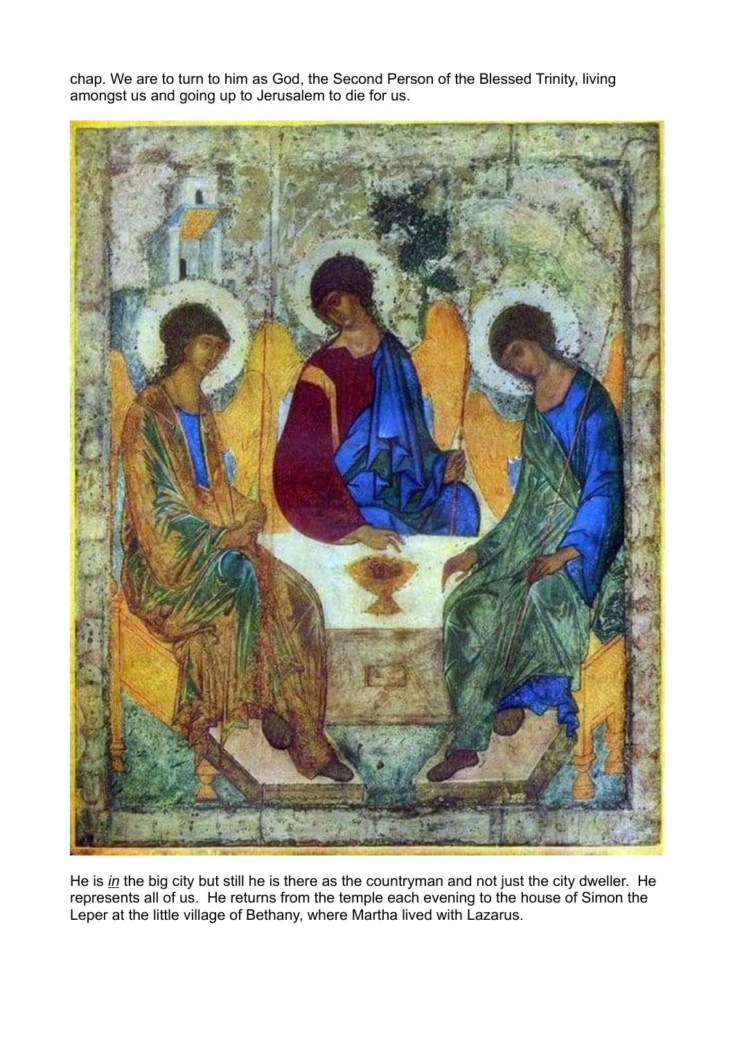chap. We are to turn to him as God, the Second Person of the Blessed Trinity, living amongst us and going up to Jerusalem to die for us.

He is *in* the big city but still he is there as the countryman and not just the city dweller. He represents all of us. He returns from the temple each evening to the house of Simon the Leper at the little village of Bethany, where Martha lived with Lazarus.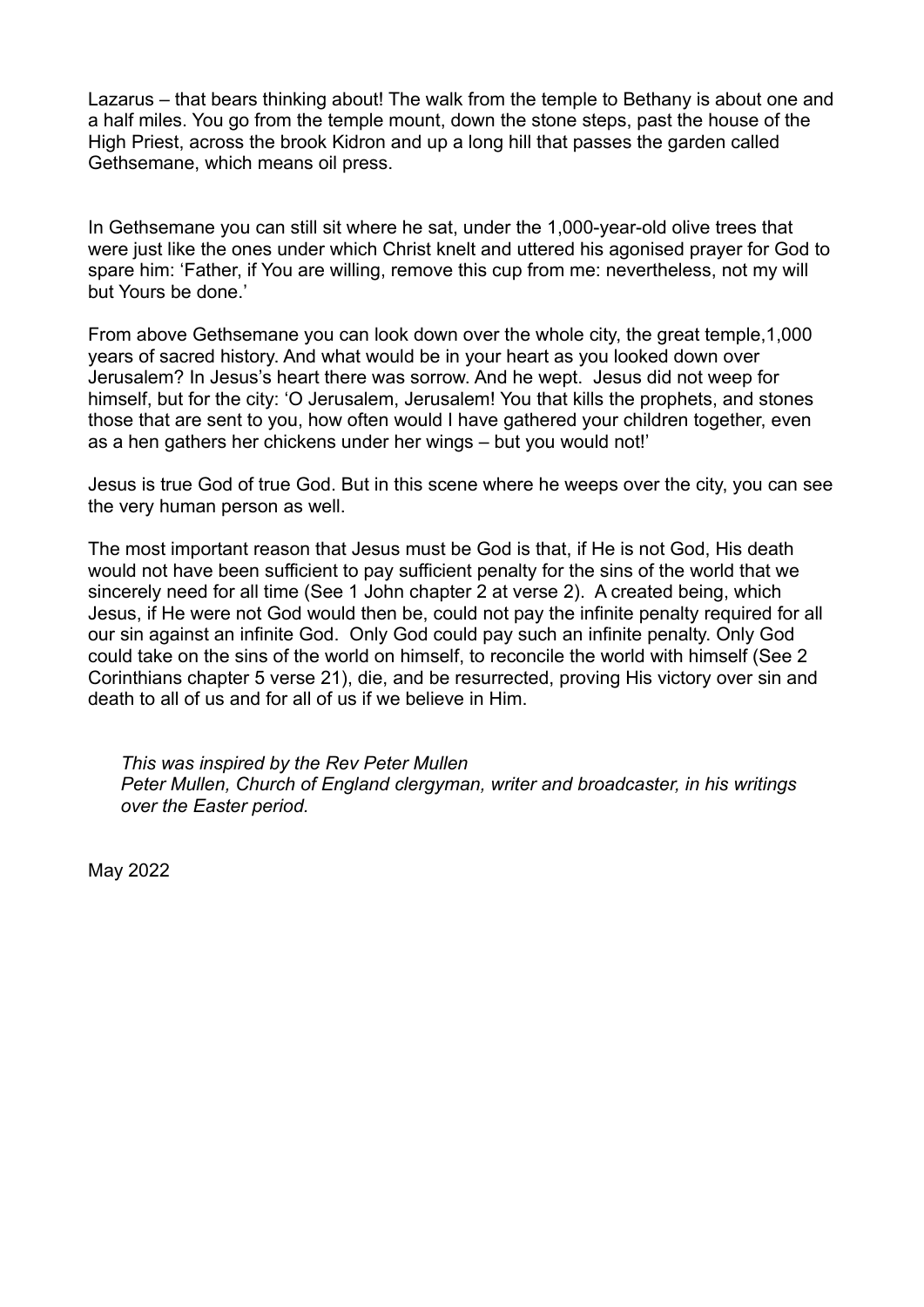Lazarus – that bears thinking about! The walk from the temple to Bethany is about one and a half miles. You go from the temple mount, down the stone steps, past the house of the High Priest, across the brook Kidron and up a long hill that passes the garden called Gethsemane, which means oil press.

In Gethsemane you can still sit where he sat, under the 1,000-year-old olive trees that were just like the ones under which Christ knelt and uttered his agonised prayer for God to spare him: 'Father, if You are willing, remove this cup from me: nevertheless, not my will but Yours be done.'

From above Gethsemane you can look down over the whole city, the great temple,1,000 years of sacred history. And what would be in your heart as you looked down over Jerusalem? In Jesus's heart there was sorrow. And he wept. Jesus did not weep for himself, but for the city: 'O Jerusalem, Jerusalem! You that kills the prophets, and stones those that are sent to you, how often would I have gathered your children together, even as a hen gathers her chickens under her wings – but you would not!'

Jesus is true God of true God. But in this scene where he weeps over the city, you can see the very human person as well.

The most important reason that Jesus must be God is that, if He is not God, His death would not have been sufficient to pay sufficient penalty for the sins of the world that we sincerely need for all time (See 1 John chapter 2 at verse 2). A created being, which Jesus, if He were not God would then be, could not pay the infinite penalty required for all our sin against an infinite God. Only God could pay such an infinite penalty. Only God could take on the sins of the world on himself, to reconcile the world with himself (See 2 Corinthians chapter 5 verse 21), die, and be resurrected, proving His victory over sin and death to all of us and for all of us if we believe in Him.

*This was inspired by the Rev Peter Mullen*
*Peter Mullen, Church of England clergyman, writer and broadcaster, in his writings over the Easter period.*

May 2022